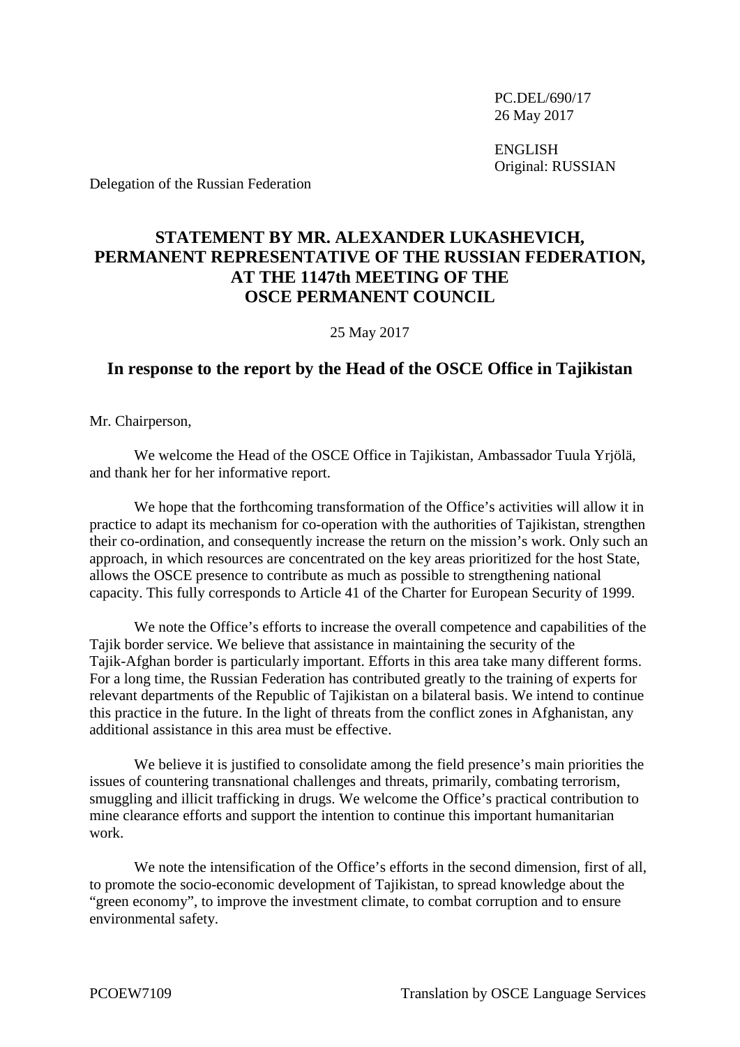PC.DEL/690/17
26 May 2017

ENGLISH
Original: RUSSIAN

Delegation of the Russian Federation

# STATEMENT BY MR. ALEXANDER LUKASHEVICH, PERMANENT REPRESENTATIVE OF THE RUSSIAN FEDERATION, AT THE 1147th MEETING OF THE OSCE PERMANENT COUNCIL

25 May 2017

## In response to the report by the Head of the OSCE Office in Tajikistan

Mr. Chairperson,

We welcome the Head of the OSCE Office in Tajikistan, Ambassador Tuula Yrjölä, and thank her for her informative report.

We hope that the forthcoming transformation of the Office's activities will allow it in practice to adapt its mechanism for co-operation with the authorities of Tajikistan, strengthen their co-ordination, and consequently increase the return on the mission's work. Only such an approach, in which resources are concentrated on the key areas prioritized for the host State, allows the OSCE presence to contribute as much as possible to strengthening national capacity. This fully corresponds to Article 41 of the Charter for European Security of 1999.

We note the Office's efforts to increase the overall competence and capabilities of the Tajik border service. We believe that assistance in maintaining the security of the Tajik-Afghan border is particularly important. Efforts in this area take many different forms. For a long time, the Russian Federation has contributed greatly to the training of experts for relevant departments of the Republic of Tajikistan on a bilateral basis. We intend to continue this practice in the future. In the light of threats from the conflict zones in Afghanistan, any additional assistance in this area must be effective.

We believe it is justified to consolidate among the field presence's main priorities the issues of countering transnational challenges and threats, primarily, combating terrorism, smuggling and illicit trafficking in drugs. We welcome the Office's practical contribution to mine clearance efforts and support the intention to continue this important humanitarian work.

We note the intensification of the Office's efforts in the second dimension, first of all, to promote the socio-economic development of Tajikistan, to spread knowledge about the "green economy", to improve the investment climate, to combat corruption and to ensure environmental safety.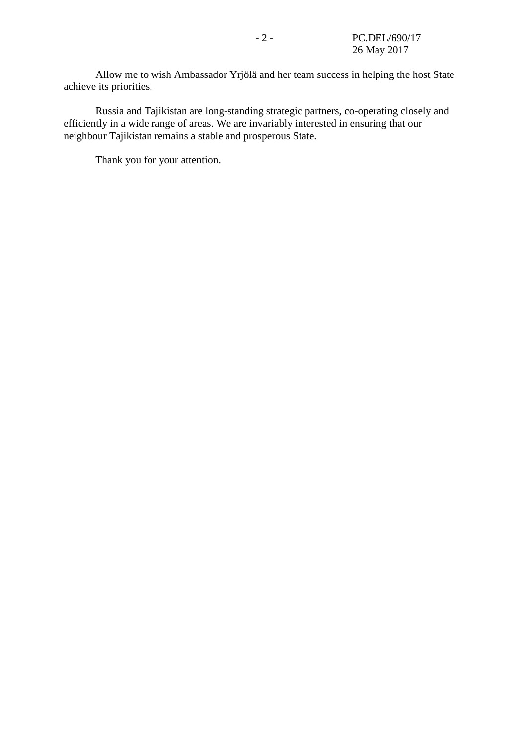Allow me to wish Ambassador Yrjölä and her team success in helping the host State achieve its priorities.

Russia and Tajikistan are long-standing strategic partners, co-operating closely and efficiently in a wide range of areas. We are invariably interested in ensuring that our neighbour Tajikistan remains a stable and prosperous State.

Thank you for your attention.